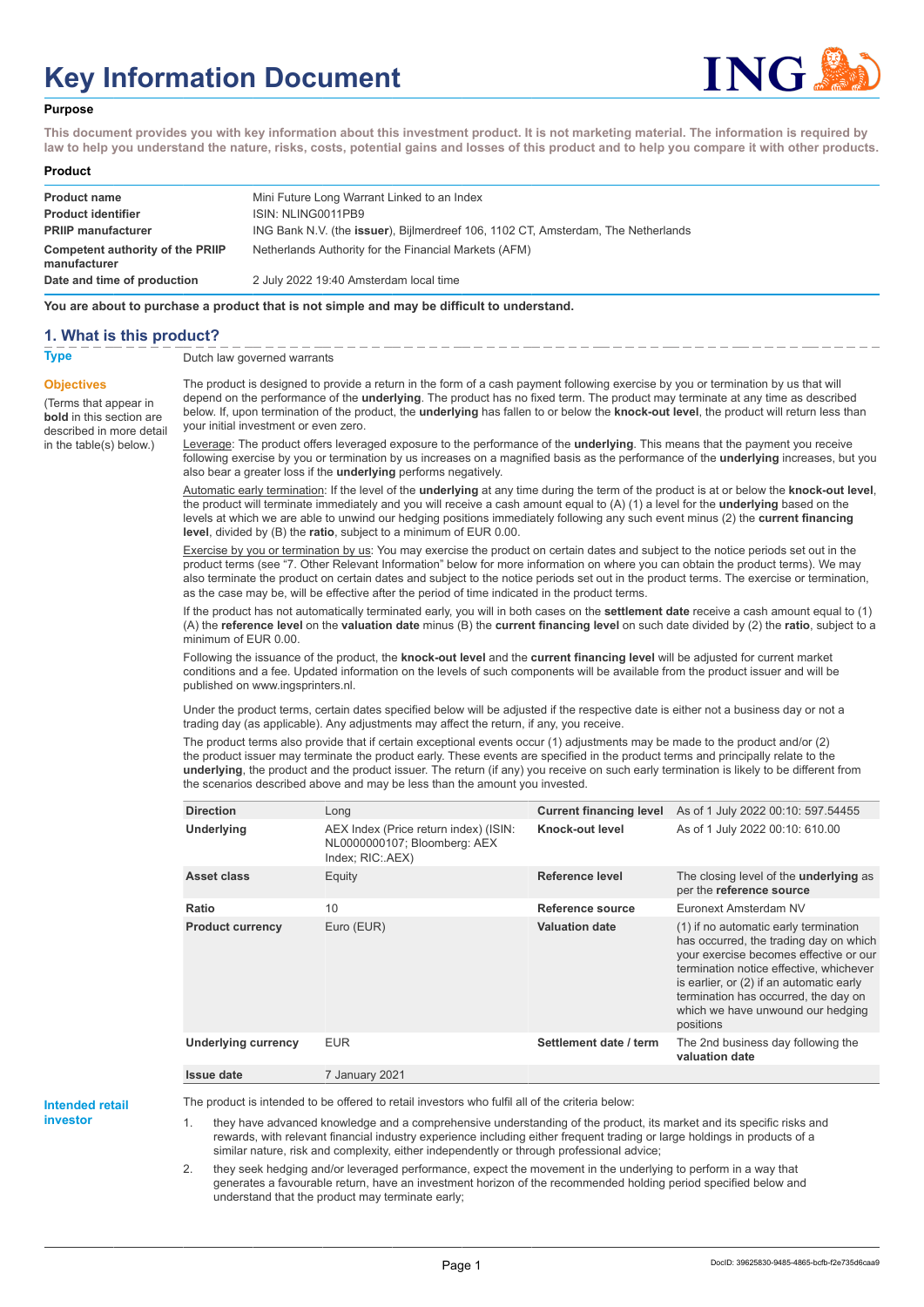# Key Information Document

**Purpose**

**This document provides you with key information about this investment product. It is not marketing material. The information is required by law to help you understand the nature, risks, costs, potential gains and losses of this product and to help you compare it with other products.**

**Product**

| | |
|---|---|
| **Product name** | Mini Future Long Warrant Linked to an Index |
| **Product identifier** | ISIN: NLING0011PB9 |
| **PRIIP manufacturer** | ING Bank N.V. (the **issuer**), Bijlmerdreef 106, 1102 CT, Amsterdam, The Netherlands |
| **Competent authority of the PRIIP manufacturer** | Netherlands Authority for the Financial Markets (AFM) |
| **Date and time of production** | 2 July 2022 19:40 Amsterdam local time |

**You are about to purchase a product that is not simple and may be difficult to understand.**

## 1. What is this product?

**Type**

Dutch law governed warrants

**Objectives**

(Terms that appear in **bold** in this section are described in more detail in the table(s) below.)

The product is designed to provide a return in the form of a cash payment following exercise by you or termination by us that will depend on the performance of the **underlying**. The product has no fixed term. The product may terminate at any time as described below. If, upon termination of the product, the **underlying** has fallen to or below the **knock-out level**, the product will return less than your initial investment or even zero.

Leverage: The product offers leveraged exposure to the performance of the **underlying**. This means that the payment you receive following exercise by you or termination by us increases on a magnified basis as the performance of the **underlying** increases, but you also bear a greater loss if the **underlying** performs negatively.

Automatic early termination: If the level of the **underlying** at any time during the term of the product is at or below the **knock-out level**, the product will terminate immediately and you will receive a cash amount equal to (A) (1) a level for the **underlying** based on the levels at which we are able to unwind our hedging positions immediately following any such event minus (2) the **current financing level**, divided by (B) the **ratio**, subject to a minimum of EUR 0.00.

Exercise by you or termination by us: You may exercise the product on certain dates and subject to the notice periods set out in the product terms (see "7. Other Relevant Information" below for more information on where you can obtain the product terms). We may also terminate the product on certain dates and subject to the notice periods set out in the product terms. The exercise or termination, as the case may be, will be effective after the period of time indicated in the product terms.

If the product has not automatically terminated early, you will in both cases on the **settlement date** receive a cash amount equal to (1) (A) the **reference level** on the **valuation date** minus (B) the **current financing level** on such date divided by (2) the **ratio**, subject to a minimum of EUR 0.00.

Following the issuance of the product, the **knock-out level** and the **current financing level** will be adjusted for current market conditions and a fee. Updated information on the levels of such components will be available from the product issuer and will be published on www.ingsprinters.nl.

Under the product terms, certain dates specified below will be adjusted if the respective date is either not a business day or not a trading day (as applicable). Any adjustments may affect the return, if any, you receive.

The product terms also provide that if certain exceptional events occur (1) adjustments may be made to the product and/or (2) the product issuer may terminate the product early. These events are specified in the product terms and principally relate to the **underlying**, the product and the product issuer. The return (if any) you receive on such early termination is likely to be different from the scenarios described above and may be less than the amount you invested.

| | | | |
|---|---|---|---|
| **Direction** | Long | **Current financing level** | As of 1 July 2022 00:10: 597.54455 |
| **Underlying** | AEX Index (Price return index) (ISIN: NL0000000107; Bloomberg: AEX Index; RIC:.AEX) | **Knock-out level** | As of 1 July 2022 00:10: 610.00 |
| **Asset class** | Equity | **Reference level** | The closing level of the **underlying** as per the **reference source** |
| **Ratio** | 10 | **Reference source** | Euronext Amsterdam NV |
| **Product currency** | Euro (EUR) | **Valuation date** | (1) if no automatic early termination has occurred, the trading day on which your exercise becomes effective or our termination notice effective, whichever is earlier, or (2) if an automatic early termination has occurred, the day on which we have unwound our hedging positions |
| **Underlying currency** | EUR | **Settlement date / term** | The 2nd business day following the **valuation date** |
| **Issue date** | 7 January 2021 | | |

**Intended retail investor**

The product is intended to be offered to retail investors who fulfil all of the criteria below:

1. they have advanced knowledge and a comprehensive understanding of the product, its market and its specific risks and rewards, with relevant financial industry experience including either frequent trading or large holdings in products of a similar nature, risk and complexity, either independently or through professional advice;
2. they seek hedging and/or leveraged performance, expect the movement in the underlying to perform in a way that generates a favourable return, have an investment horizon of the recommended holding period specified below and understand that the product may terminate early;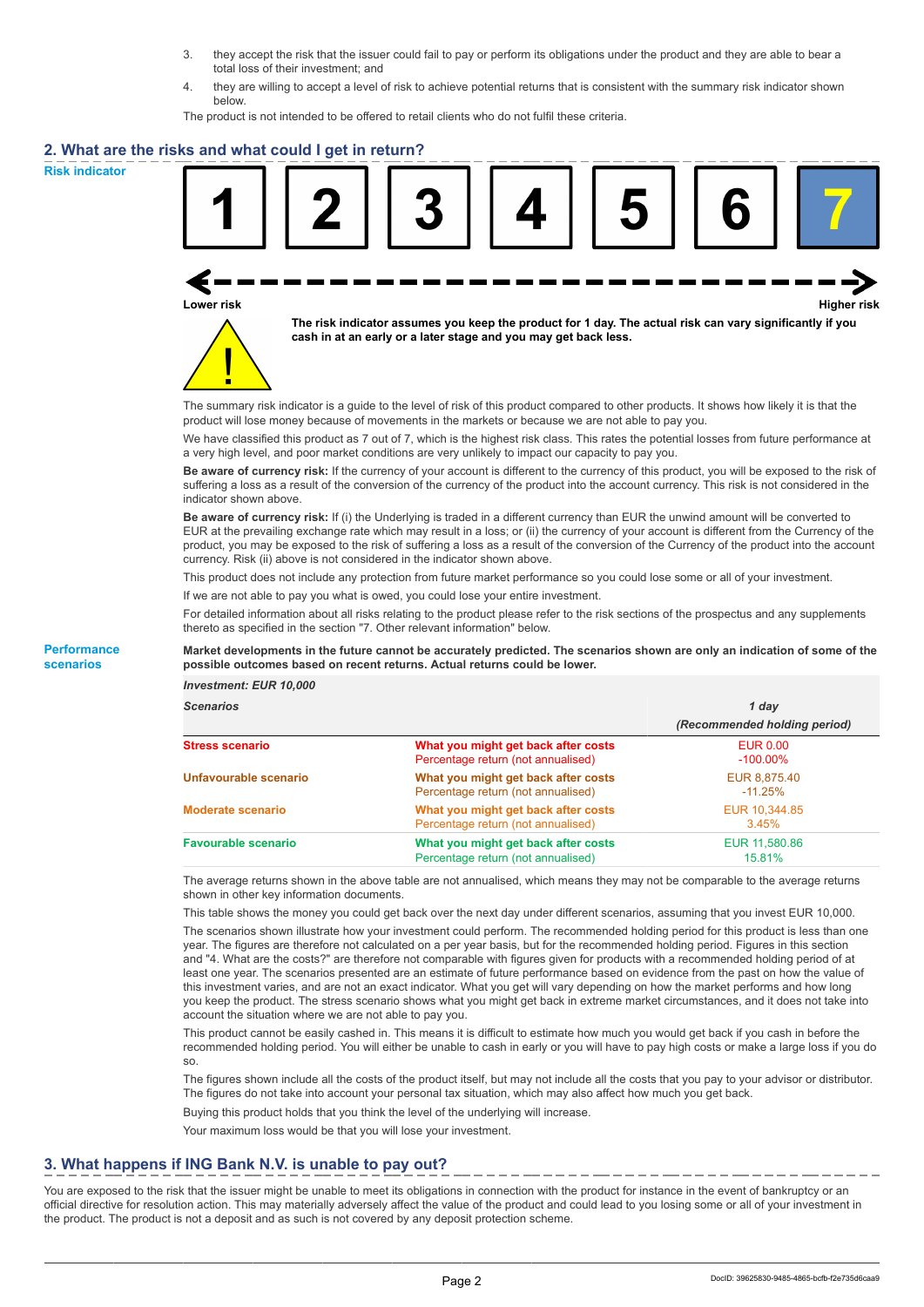3. they accept the risk that the issuer could fail to pay or perform its obligations under the product and they are able to bear a total loss of their investment; and
4. they are willing to accept a level of risk to achieve potential returns that is consistent with the summary risk indicator shown below.

The product is not intended to be offered to retail clients who do not fulfil these criteria.

## 2. What are the risks and what could I get in return?

**Risk indicator**

| 1 | 2 | 3 | 4 | 5 | 6 | **7** |
|---|---|---|---|---|---|---|

Lower risk ← → Higher risk

**The risk indicator assumes you keep the product for 1 day. The actual risk can vary significantly if you cash in at an early or a later stage and you may get back less.**

The summary risk indicator is a guide to the level of risk of this product compared to other products. It shows how likely it is that the product will lose money because of movements in the markets or because we are not able to pay you.

We have classified this product as 7 out of 7, which is the highest risk class. This rates the potential losses from future performance at a very high level, and poor market conditions are very unlikely to impact our capacity to pay you.

**Be aware of currency risk:** If the currency of your account is different to the currency of this product, you will be exposed to the risk of suffering a loss as a result of the conversion of the currency of the product into the account currency. This risk is not considered in the indicator shown above.

**Be aware of currency risk:** If (i) the Underlying is traded in a different currency than EUR the unwind amount will be converted to EUR at the prevailing exchange rate which may result in a loss; or (ii) the currency of your account is different from the Currency of the product, you may be exposed to the risk of suffering a loss as a result of the conversion of the Currency of the product into the account currency. Risk (ii) above is not considered in the indicator shown above.

This product does not include any protection from future market performance so you could lose some or all of your investment.

If we are not able to pay you what is owed, you could lose your entire investment.

For detailed information about all risks relating to the product please refer to the risk sections of the prospectus and any supplements thereto as specified in the section "7. Other relevant information" below.

**Performance scenarios**

**Market developments in the future cannot be accurately predicted. The scenarios shown are only an indication of some of the possible outcomes based on recent returns. Actual returns could be lower.**

| *Investment: EUR 10,000* | | |
|---|---|---|
| ***Scenarios*** | | ***1 day*** *(Recommended holding period)* |
| **Stress scenario** | **What you might get back after costs** | EUR 0.00 |
| | Percentage return (not annualised) | -100.00% |
| **Unfavourable scenario** | **What you might get back after costs** | EUR 8,875.40 |
| | Percentage return (not annualised) | -11.25% |
| **Moderate scenario** | **What you might get back after costs** | EUR 10,344.85 |
| | Percentage return (not annualised) | 3.45% |
| **Favourable scenario** | **What you might get back after costs** | EUR 11,580.86 |
| | Percentage return (not annualised) | 15.81% |

The average returns shown in the above table are not annualised, which means they may not be comparable to the average returns shown in other key information documents.

This table shows the money you could get back over the next day under different scenarios, assuming that you invest EUR 10,000.

The scenarios shown illustrate how your investment could perform. The recommended holding period for this product is less than one year. The figures are therefore not calculated on a per year basis, but for the recommended holding period. Figures in this section and "4. What are the costs?" are therefore not comparable with figures given for products with a recommended holding period of at least one year. The scenarios presented are an estimate of future performance based on evidence from the past on how the value of this investment varies, and are not an exact indicator. What you get will vary depending on how the market performs and how long you keep the product. The stress scenario shows what you might get back in extreme market circumstances, and it does not take into account the situation where we are not able to pay you.

This product cannot be easily cashed in. This means it is difficult to estimate how much you would get back if you cash in before the recommended holding period. You will either be unable to cash in early or you will have to pay high costs or make a large loss if you do so.

The figures shown include all the costs of the product itself, but may not include all the costs that you pay to your advisor or distributor. The figures do not take into account your personal tax situation, which may also affect how much you get back.

Buying this product holds that you think the level of the underlying will increase.

Your maximum loss would be that you will lose your investment.

## 3. What happens if ING Bank N.V. is unable to pay out?

You are exposed to the risk that the issuer might be unable to meet its obligations in connection with the product for instance in the event of bankruptcy or an official directive for resolution action. This may materially adversely affect the value of the product and could lead to you losing some or all of your investment in the product. The product is not a deposit and as such is not covered by any deposit protection scheme.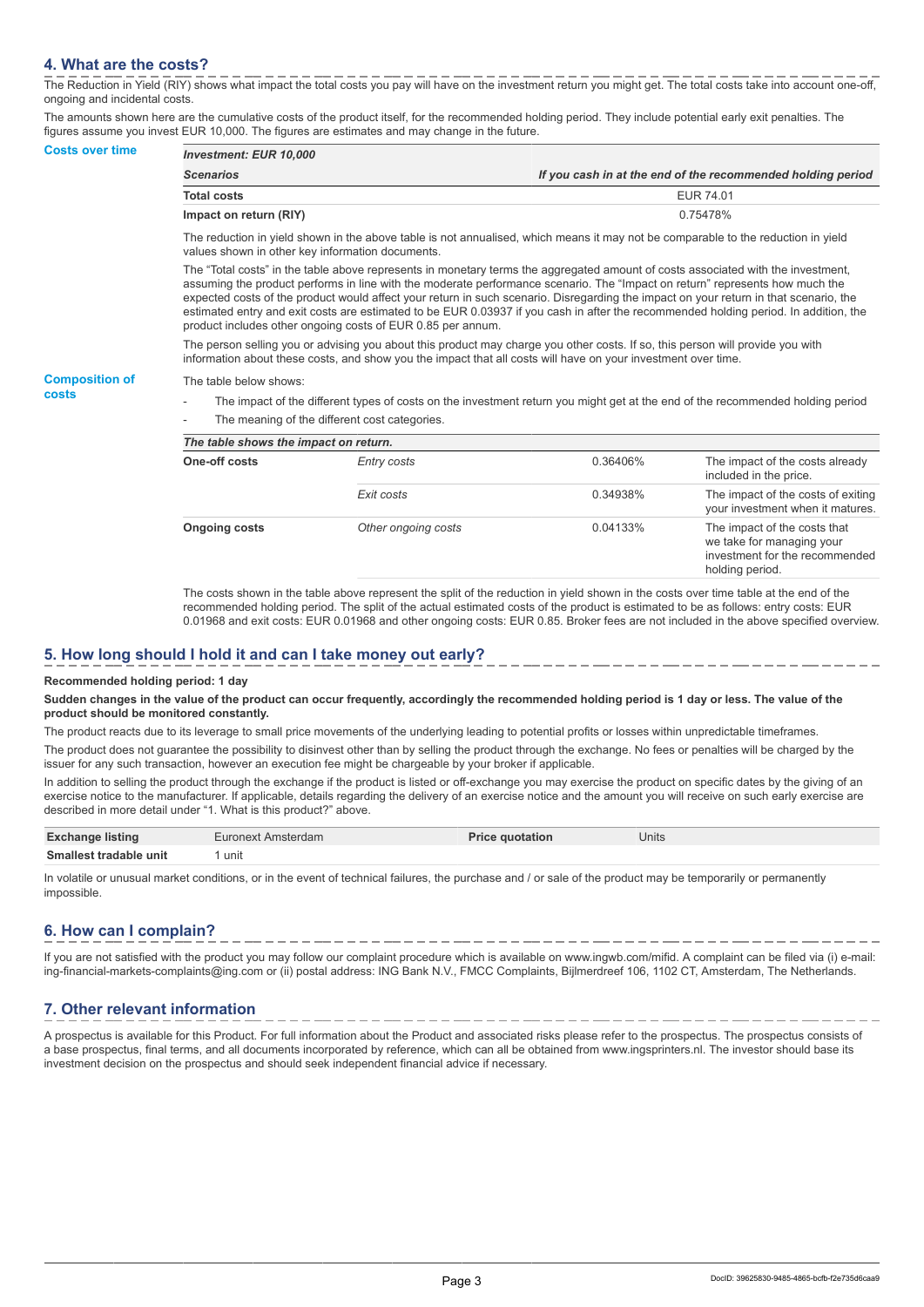## 4. What are the costs?

The Reduction in Yield (RIY) shows what impact the total costs you pay will have on the investment return you might get. The total costs take into account one-off, ongoing and incidental costs.

The amounts shown here are the cumulative costs of the product itself, for the recommended holding period. They include potential early exit penalties. The figures assume you invest EUR 10,000. The figures are estimates and may change in the future.

**Costs over time**

| *Investment: EUR 10,000* | |
|---|---|
| ***Scenarios*** | ***If you cash in at the end of the recommended holding period*** |
| **Total costs** | EUR 74.01 |
| **Impact on return (RIY)** | 0.75478% |

The reduction in yield shown in the above table is not annualised, which means it may not be comparable to the reduction in yield values shown in other key information documents.

The "Total costs" in the table above represents in monetary terms the aggregated amount of costs associated with the investment, assuming the product performs in line with the moderate performance scenario. The "Impact on return" represents how much the expected costs of the product would affect your return in such scenario. Disregarding the impact on your return in that scenario, the estimated entry and exit costs are estimated to be EUR 0.03937 if you cash in after the recommended holding period. In addition, the product includes other ongoing costs of EUR 0.85 per annum.

The person selling you or advising you about this product may charge you other costs. If so, this person will provide you with information about these costs, and show you the impact that all costs will have on your investment over time.

**Composition of costs**

The table below shows:

- The impact of the different types of costs on the investment return you might get at the end of the recommended holding period
- The meaning of the different cost categories.

| *The table shows the impact on return.* | | | |
|---|---|---|---|
| **One-off costs** | *Entry costs* | 0.36406% | The impact of the costs already included in the price. |
| | *Exit costs* | 0.34938% | The impact of the costs of exiting your investment when it matures. |
| **Ongoing costs** | *Other ongoing costs* | 0.04133% | The impact of the costs that we take for managing your investment for the recommended holding period. |

The costs shown in the table above represent the split of the reduction in yield shown in the costs over time table at the end of the recommended holding period. The split of the actual estimated costs of the product is estimated to be as follows: entry costs: EUR 0.01968 and exit costs: EUR 0.01968 and other ongoing costs: EUR 0.85. Broker fees are not included in the above specified overview.

## 5. How long should I hold it and can I take money out early?

**Recommended holding period: 1 day**

**Sudden changes in the value of the product can occur frequently, accordingly the recommended holding period is 1 day or less. The value of the product should be monitored constantly.**

The product reacts due to its leverage to small price movements of the underlying leading to potential profits or losses within unpredictable timeframes.

The product does not guarantee the possibility to disinvest other than by selling the product through the exchange. No fees or penalties will be charged by the issuer for any such transaction, however an execution fee might be chargeable by your broker if applicable.

In addition to selling the product through the exchange if the product is listed or off-exchange you may exercise the product on specific dates by the giving of an exercise notice to the manufacturer. If applicable, details regarding the delivery of an exercise notice and the amount you will receive on such early exercise are described in more detail under "1. What is this product?" above.

| | | | |
|---|---|---|---|
| **Exchange listing** | Euronext Amsterdam | **Price quotation** | Units |
| **Smallest tradable unit** | 1 unit | | |

In volatile or unusual market conditions, or in the event of technical failures, the purchase and / or sale of the product may be temporarily or permanently impossible.

## 6. How can I complain?

If you are not satisfied with the product you may follow our complaint procedure which is available on www.ingwb.com/mifid. A complaint can be filed via (i) e-mail: ing-financial-markets-complaints@ing.com or (ii) postal address: ING Bank N.V., FMCC Complaints, Bijlmerdreef 106, 1102 CT, Amsterdam, The Netherlands.

## 7. Other relevant information

A prospectus is available for this Product. For full information about the Product and associated risks please refer to the prospectus. The prospectus consists of a base prospectus, final terms, and all documents incorporated by reference, which can all be obtained from www.ingsprinters.nl. The investor should base its investment decision on the prospectus and should seek independent financial advice if necessary.

DocID: 39625830-9485-4865-bcfb-f2e735d6caa9